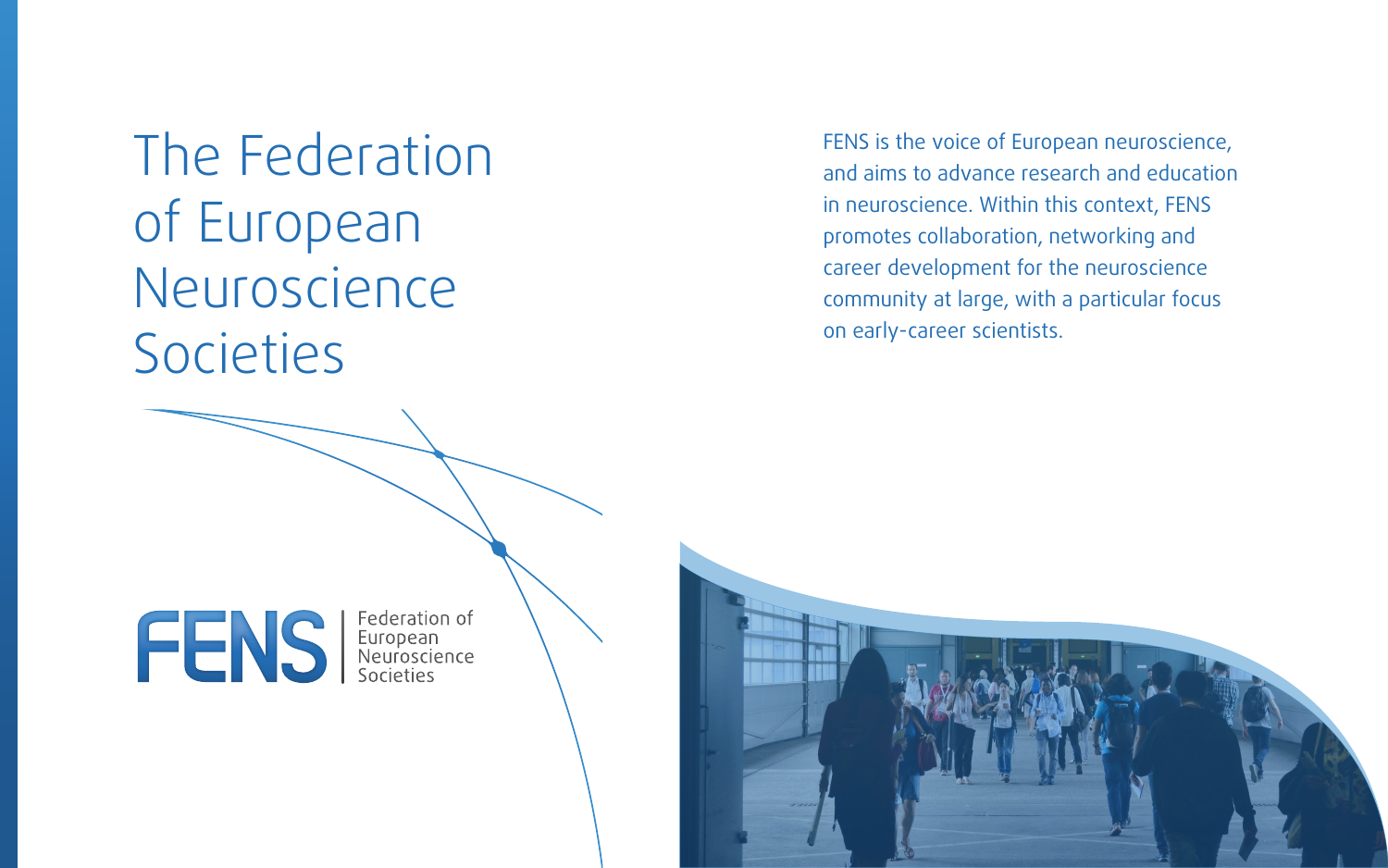# The Federation of European Neuroscience Societies

FENS is the voice of European neuroscience, and aims to advance research and education in neuroscience. Within this context, FENS promotes collaboration, networking and career development for the neuroscience community at large, with a particular focus on early-career scientists.

FENS | Federation of European Neuroscience Societies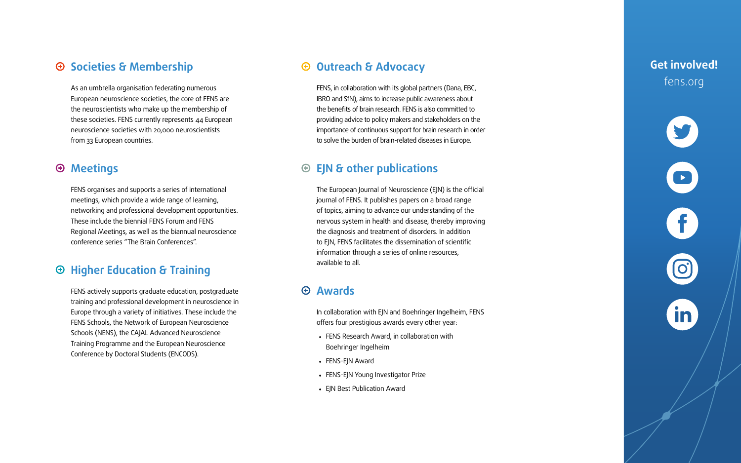## Societies & Membership

As an umbrella organisation federating numerous European neuroscience societies, the core of FENS are the neuroscientists who make up the membership of these societies. FENS currently represents 44 European neuroscience societies with 20,000 neuroscientists from 33 European countries.

## Meetings

FENS organises and supports a series of international meetings, which provide a wide range of learning, networking and professional development opportunities. These include the biennial FENS Forum and FENS Regional Meetings, as well as the biannual neuroscience conference series "The Brain Conferences".

## Higher Education & Training

FENS actively supports graduate education, postgraduate training and professional development in neuroscience in Europe through a variety of initiatives. These include the FENS Schools, the Network of European Neuroscience Schools (NENS), the CAJAL Advanced Neuroscience Training Programme and the European Neuroscience Conference by Doctoral Students (ENCODS).

## Outreach & Advocacy

FENS, in collaboration with its global partners (Dana, EBC, IBRO and SfN), aims to increase public awareness about the benefits of brain research. FENS is also committed to providing advice to policy makers and stakeholders on the importance of continuous support for brain research in order to solve the burden of brain-related diseases in Europe.

## EJN & other publications

The European Journal of Neuroscience (EJN) is the official journal of FENS. It publishes papers on a broad range of topics, aiming to advance our understanding of the nervous system in health and disease, thereby improving the diagnosis and treatment of disorders. In addition to EJN, FENS facilitates the dissemination of scientific information through a series of online resources, available to all.

## Awards

In collaboration with EJN and Boehringer Ingelheim, FENS offers four prestigious awards every other year:

- FENS Research Award, in collaboration with Boehringer Ingelheim
- FENS-EJN Award
- FENS-EJN Young Investigator Prize
- EJN Best Publication Award

**Get involved!**

fens.org